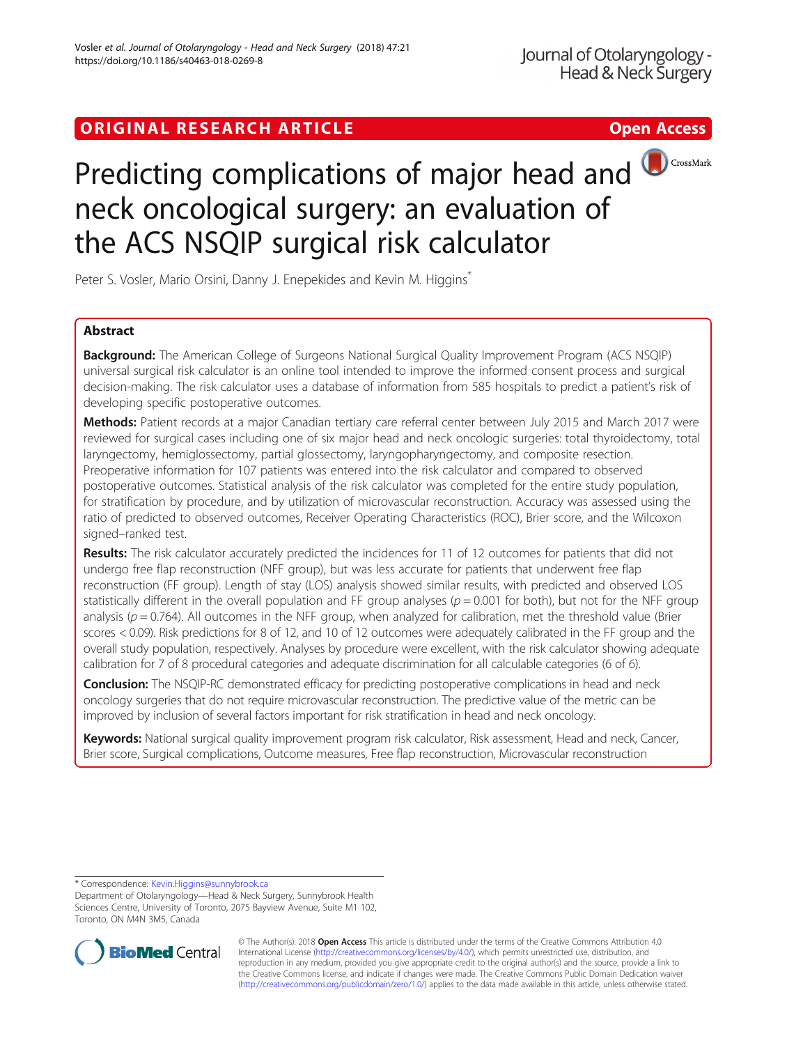ORIGINAL RESEARCH ARTICLE

Open Access

# Predicting complications of major head and neck oncological surgery: an evaluation of the ACS NSQIP surgical risk calculator

Peter S. Vosler, Mario Orsini, Danny J. Enepekides and Kevin M. Higgins*

## Abstract

**Background:** The American College of Surgeons National Surgical Quality Improvement Program (ACS NSQIP) universal surgical risk calculator is an online tool intended to improve the informed consent process and surgical decision-making. The risk calculator uses a database of information from 585 hospitals to predict a patient's risk of developing specific postoperative outcomes.

**Methods:** Patient records at a major Canadian tertiary care referral center between July 2015 and March 2017 were reviewed for surgical cases including one of six major head and neck oncologic surgeries: total thyroidectomy, total laryngectomy, hemiglossectomy, partial glossectomy, laryngopharyngectomy, and composite resection. Preoperative information for 107 patients was entered into the risk calculator and compared to observed postoperative outcomes. Statistical analysis of the risk calculator was completed for the entire study population, for stratification by procedure, and by utilization of microvascular reconstruction. Accuracy was assessed using the ratio of predicted to observed outcomes, Receiver Operating Characteristics (ROC), Brier score, and the Wilcoxon signed–ranked test.

**Results:** The risk calculator accurately predicted the incidences for 11 of 12 outcomes for patients that did not undergo free flap reconstruction (NFF group), but was less accurate for patients that underwent free flap reconstruction (FF group). Length of stay (LOS) analysis showed similar results, with predicted and observed LOS statistically different in the overall population and FF group analyses ($p = 0.001$ for both), but not for the NFF group analysis ($p = 0.764$). All outcomes in the NFF group, when analyzed for calibration, met the threshold value (Brier scores < 0.09). Risk predictions for 8 of 12, and 10 of 12 outcomes were adequately calibrated in the FF group and the overall study population, respectively. Analyses by procedure were excellent, with the risk calculator showing adequate calibration for 7 of 8 procedural categories and adequate discrimination for all calculable categories (6 of 6).

**Conclusion:** The NSQIP-RC demonstrated efficacy for predicting postoperative complications in head and neck oncology surgeries that do not require microvascular reconstruction. The predictive value of the metric can be improved by inclusion of several factors important for risk stratification in head and neck oncology.

**Keywords:** National surgical quality improvement program risk calculator, Risk assessment, Head and neck, Cancer, Brier score, Surgical complications, Outcome measures, Free flap reconstruction, Microvascular reconstruction

---

* Correspondence: Kevin.Higgins@sunnybrook.ca
Department of Otolaryngology—Head & Neck Surgery, Sunnybrook Health Sciences Centre, University of Toronto, 2075 Bayview Avenue, Suite M1 102, Toronto, ON M4N 3M5, Canada

© The Author(s). 2018 **Open Access** This article is distributed under the terms of the Creative Commons Attribution 4.0 International License (http://creativecommons.org/licenses/by/4.0/), which permits unrestricted use, distribution, and reproduction in any medium, provided you give appropriate credit to the original author(s) and the source, provide a link to the Creative Commons license, and indicate if changes were made. The Creative Commons Public Domain Dedication waiver (http://creativecommons.org/publicdomain/zero/1.0/) applies to the data made available in this article, unless otherwise stated.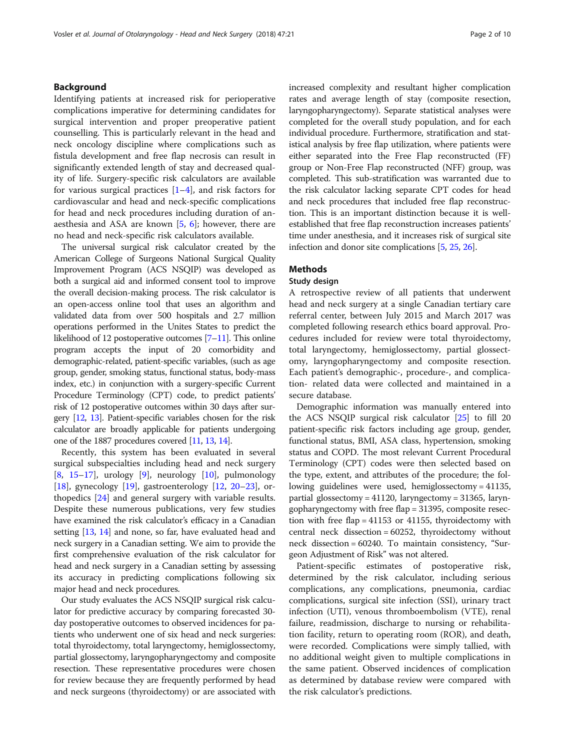## Background

Identifying patients at increased risk for perioperative complications imperative for determining candidates for surgical intervention and proper preoperative patient counselling. This is particularly relevant in the head and neck oncology discipline where complications such as fistula development and free flap necrosis can result in significantly extended length of stay and decreased quality of life. Surgery-specific risk calculators are available for various surgical practices [1–4], and risk factors for cardiovascular and head and neck-specific complications for head and neck procedures including duration of anaesthesia and ASA are known [5, 6]; however, there are no head and neck-specific risk calculators available.

The universal surgical risk calculator created by the American College of Surgeons National Surgical Quality Improvement Program (ACS NSQIP) was developed as both a surgical aid and informed consent tool to improve the overall decision-making process. The risk calculator is an open-access online tool that uses an algorithm and validated data from over 500 hospitals and 2.7 million operations performed in the Unites States to predict the likelihood of 12 postoperative outcomes [7–11]. This online program accepts the input of 20 comorbidity and demographic-related, patient-specific variables, (such as age group, gender, smoking status, functional status, body-mass index, etc.) in conjunction with a surgery-specific Current Procedure Terminology (CPT) code, to predict patients' risk of 12 postoperative outcomes within 30 days after surgery [12, 13]. Patient-specific variables chosen for the risk calculator are broadly applicable for patients undergoing one of the 1887 procedures covered [11, 13, 14].

Recently, this system has been evaluated in several surgical subspecialties including head and neck surgery [8, 15–17], urology [9], neurology [10], pulmonology [18], gynecology [19], gastroenterology [12, 20–23], orthopedics [24] and general surgery with variable results. Despite these numerous publications, very few studies have examined the risk calculator's efficacy in a Canadian setting [13, 14] and none, so far, have evaluated head and neck surgery in a Canadian setting. We aim to provide the first comprehensive evaluation of the risk calculator for head and neck surgery in a Canadian setting by assessing its accuracy in predicting complications following six major head and neck procedures.

Our study evaluates the ACS NSQIP surgical risk calculator for predictive accuracy by comparing forecasted 30-day postoperative outcomes to observed incidences for patients who underwent one of six head and neck surgeries: total thyroidectomy, total laryngectomy, hemiglossectomy, partial glossectomy, laryngopharyngectomy and composite resection. These representative procedures were chosen for review because they are frequently performed by head and neck surgeons (thyroidectomy) or are associated with increased complexity and resultant higher complication rates and average length of stay (composite resection, laryngopharyngectomy). Separate statistical analyses were completed for the overall study population, and for each individual procedure. Furthermore, stratification and statistical analysis by free flap utilization, where patients were either separated into the Free Flap reconstructed (FF) group or Non-Free Flap reconstructed (NFF) group, was completed. This sub-stratification was warranted due to the risk calculator lacking separate CPT codes for head and neck procedures that included free flap reconstruction. This is an important distinction because it is well-established that free flap reconstruction increases patients' time under anesthesia, and it increases risk of surgical site infection and donor site complications [5, 25, 26].

## Methods

### Study design

A retrospective review of all patients that underwent head and neck surgery at a single Canadian tertiary care referral center, between July 2015 and March 2017 was completed following research ethics board approval. Procedures included for review were total thyroidectomy, total laryngectomy, hemiglossectomy, partial glossectomy, laryngopharyngectomy and composite resection. Each patient's demographic-, procedure-, and complication- related data were collected and maintained in a secure database.

Demographic information was manually entered into the ACS NSQIP surgical risk calculator [25] to fill 20 patient-specific risk factors including age group, gender, functional status, BMI, ASA class, hypertension, smoking status and COPD. The most relevant Current Procedural Terminology (CPT) codes were then selected based on the type, extent, and attributes of the procedure; the following guidelines were used, hemiglossectomy = 41135, partial glossectomy = 41120, laryngectomy = 31365, laryngopharyngectomy with free flap = 31395, composite resection with free flap = 41153 or 41155, thyroidectomy with central neck dissection = 60252, thyroidectomy without neck dissection = 60240. To maintain consistency, "Surgeon Adjustment of Risk" was not altered.

Patient-specific estimates of postoperative risk, determined by the risk calculator, including serious complications, any complications, pneumonia, cardiac complications, surgical site infection (SSI), urinary tract infection (UTI), venous thromboembolism (VTE), renal failure, readmission, discharge to nursing or rehabilitation facility, return to operating room (ROR), and death, were recorded. Complications were simply tallied, with no additional weight given to multiple complications in the same patient. Observed incidences of complication as determined by database review were compared with the risk calculator's predictions.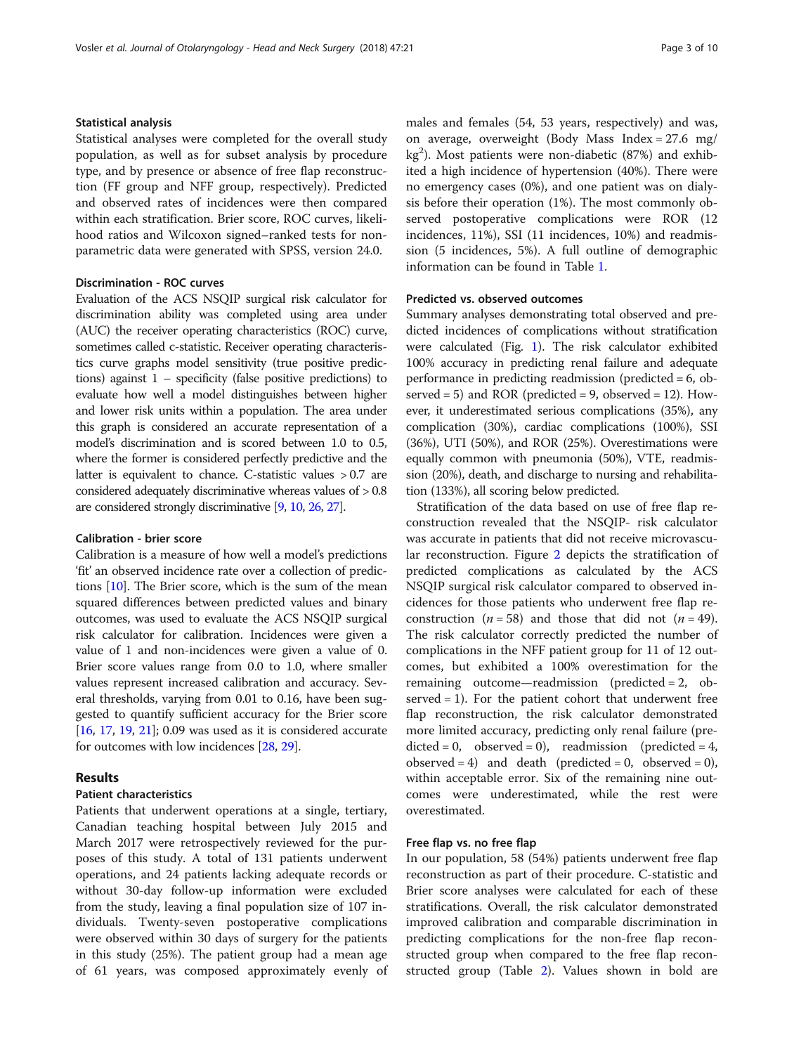### Statistical analysis

Statistical analyses were completed for the overall study population, as well as for subset analysis by procedure type, and by presence or absence of free flap reconstruction (FF group and NFF group, respectively). Predicted and observed rates of incidences were then compared within each stratification. Brier score, ROC curves, likelihood ratios and Wilcoxon signed–ranked tests for non-parametric data were generated with SPSS, version 24.0.

### Discrimination - ROC curves

Evaluation of the ACS NSQIP surgical risk calculator for discrimination ability was completed using area under (AUC) the receiver operating characteristics (ROC) curve, sometimes called c-statistic. Receiver operating characteristics curve graphs model sensitivity (true positive predictions) against 1 – specificity (false positive predictions) to evaluate how well a model distinguishes between higher and lower risk units within a population. The area under this graph is considered an accurate representation of a model's discrimination and is scored between 1.0 to 0.5, where the former is considered perfectly predictive and the latter is equivalent to chance. C-statistic values > 0.7 are considered adequately discriminative whereas values of > 0.8 are considered strongly discriminative [9, 10, 26, 27].

### Calibration - brier score

Calibration is a measure of how well a model's predictions 'fit' an observed incidence rate over a collection of predictions [10]. The Brier score, which is the sum of the mean squared differences between predicted values and binary outcomes, was used to evaluate the ACS NSQIP surgical risk calculator for calibration. Incidences were given a value of 1 and non-incidences were given a value of 0. Brier score values range from 0.0 to 1.0, where smaller values represent increased calibration and accuracy. Several thresholds, varying from 0.01 to 0.16, have been suggested to quantify sufficient accuracy for the Brier score [16, 17, 19, 21]; 0.09 was used as it is considered accurate for outcomes with low incidences [28, 29].

## Results

### Patient characteristics

Patients that underwent operations at a single, tertiary, Canadian teaching hospital between July 2015 and March 2017 were retrospectively reviewed for the purposes of this study. A total of 131 patients underwent operations, and 24 patients lacking adequate records or without 30-day follow-up information were excluded from the study, leaving a final population size of 107 individuals. Twenty-seven postoperative complications were observed within 30 days of surgery for the patients in this study (25%). The patient group had a mean age of 61 years, was composed approximately evenly of males and females (54, 53 years, respectively) and was, on average, overweight (Body Mass Index = 27.6 mg/kg$^2$). Most patients were non-diabetic (87%) and exhibited a high incidence of hypertension (40%). There were no emergency cases (0%), and one patient was on dialysis before their operation (1%). The most commonly observed postoperative complications were ROR (12 incidences, 11%), SSI (11 incidences, 10%) and readmission (5 incidences, 5%). A full outline of demographic information can be found in Table 1.

### Predicted vs. observed outcomes

Summary analyses demonstrating total observed and predicted incidences of complications without stratification were calculated (Fig. 1). The risk calculator exhibited 100% accuracy in predicting renal failure and adequate performance in predicting readmission (predicted = 6, observed = 5) and ROR (predicted = 9, observed = 12). However, it underestimated serious complications (35%), any complication (30%), cardiac complications (100%), SSI (36%), UTI (50%), and ROR (25%). Overestimations were equally common with pneumonia (50%), VTE, readmission (20%), death, and discharge to nursing and rehabilitation (133%), all scoring below predicted.

Stratification of the data based on use of free flap reconstruction revealed that the NSQIP- risk calculator was accurate in patients that did not receive microvascular reconstruction. Figure 2 depicts the stratification of predicted complications as calculated by the ACS NSQIP surgical risk calculator compared to observed incidences for those patients who underwent free flap reconstruction ($n = 58$) and those that did not ($n = 49$). The risk calculator correctly predicted the number of complications in the NFF patient group for 11 of 12 outcomes, but exhibited a 100% overestimation for the remaining outcome—readmission (predicted = 2, observed = 1). For the patient cohort that underwent free flap reconstruction, the risk calculator demonstrated more limited accuracy, predicting only renal failure (predicted = 0, observed = 0), readmission (predicted = 4, observed = 4) and death (predicted = 0, observed = 0), within acceptable error. Six of the remaining nine outcomes were underestimated, while the rest were overestimated.

### Free flap vs. no free flap

In our population, 58 (54%) patients underwent free flap reconstruction as part of their procedure. C-statistic and Brier score analyses were calculated for each of these stratifications. Overall, the risk calculator demonstrated improved calibration and comparable discrimination in predicting complications for the non-free flap reconstructed group when compared to the free flap reconstructed group (Table 2). Values shown in bold are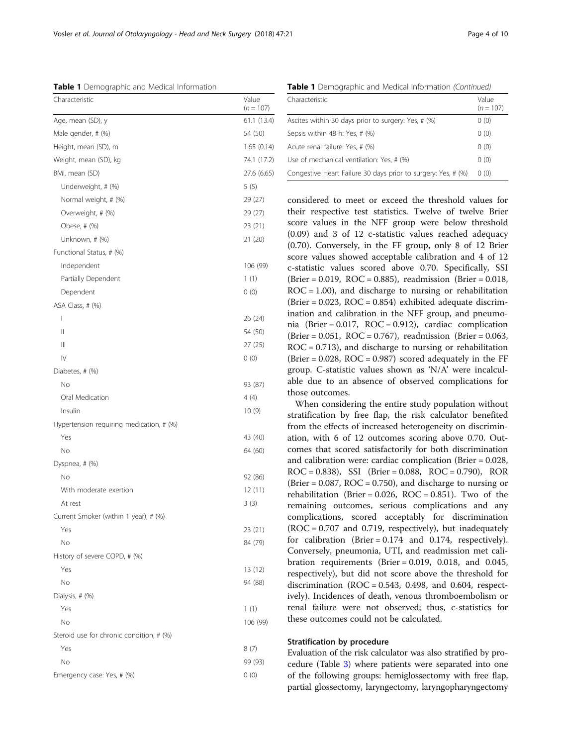**Table 1** Demographic and Medical Information

| Characteristic | Value (n = 107) |
|---|---|
| Age, mean (SD), y | 61.1 (13.4) |
| Male gender, # (%) | 54 (50) |
| Height, mean (SD), m | 1.65 (0.14) |
| Weight, mean (SD), kg | 74.1 (17.2) |
| BMI, mean (SD) | 27.6 (6.65) |
| Underweight, # (%) | 5 (5) |
| Normal weight, # (%) | 29 (27) |
| Overweight, # (%) | 29 (27) |
| Obese, # (%) | 23 (21) |
| Unknown, # (%) | 21 (20) |
| Functional Status, # (%) | |
| Independent | 106 (99) |
| Partially Dependent | 1 (1) |
| Dependent | 0 (0) |
| ASA Class, # (%) | |
| I | 26 (24) |
| II | 54 (50) |
| III | 27 (25) |
| IV | 0 (0) |
| Diabetes, # (%) | |
| No | 93 (87) |
| Oral Medication | 4 (4) |
| Insulin | 10 (9) |
| Hypertension requiring medication, # (%) | |
| Yes | 43 (40) |
| No | 64 (60) |
| Dyspnea, # (%) | |
| No | 92 (86) |
| With moderate exertion | 12 (11) |
| At rest | 3 (3) |
| Current Smoker (within 1 year), # (%) | |
| Yes | 23 (21) |
| No | 84 (79) |
| History of severe COPD, # (%) | |
| Yes | 13 (12) |
| No | 94 (88) |
| Dialysis, # (%) | |
| Yes | 1 (1) |
| No | 106 (99) |
| Steroid use for chronic condition, # (%) | |
| Yes | 8 (7) |
| No | 99 (93) |
| Emergency case: Yes, # (%) | 0 (0) |
| Ascites within 30 days prior to surgery: Yes, # (%) | 0 (0) |
| Sepsis within 48 h: Yes, # (%) | 0 (0) |
| Acute renal failure: Yes, # (%) | 0 (0) |
| Use of mechanical ventilation: Yes, # (%) | 0 (0) |
| Congestive Heart Failure 30 days prior to surgery: Yes, # (%) | 0 (0) |

considered to meet or exceed the threshold values for their respective test statistics. Twelve of twelve Brier score values in the NFF group were below threshold (0.09) and 3 of 12 c-statistic values reached adequacy (0.70). Conversely, in the FF group, only 8 of 12 Brier score values showed acceptable calibration and 4 of 12 c-statistic values scored above 0.70. Specifically, SSI (Brier = 0.019, ROC = 0.885), readmission (Brier = 0.018, ROC = 1.00), and discharge to nursing or rehabilitation (Brier = 0.023, ROC = 0.854) exhibited adequate discrimination and calibration in the NFF group, and pneumonia (Brier = 0.017, ROC = 0.912), cardiac complication (Brier = 0.051, ROC = 0.767), readmission (Brier = 0.063, ROC = 0.713), and discharge to nursing or rehabilitation (Brier = 0.028, ROC = 0.987) scored adequately in the FF group. C-statistic values shown as 'N/A' were incalculable due to an absence of observed complications for those outcomes.

When considering the entire study population without stratification by free flap, the risk calculator benefited from the effects of increased heterogeneity on discrimination, with 6 of 12 outcomes scoring above 0.70. Outcomes that scored satisfactorily for both discrimination and calibration were: cardiac complication (Brier = 0.028, ROC = 0.838), SSI (Brier = 0.088, ROC = 0.790), ROR (Brier = 0.087, ROC = 0.750), and discharge to nursing or rehabilitation (Brier = 0.026, ROC = 0.851). Two of the remaining outcomes, serious complications and any complications, scored acceptably for discrimination (ROC = 0.707 and 0.719, respectively), but inadequately for calibration (Brier = 0.174 and 0.174, respectively). Conversely, pneumonia, UTI, and readmission met calibration requirements (Brier = 0.019, 0.018, and 0.045, respectively), but did not score above the threshold for discrimination (ROC = 0.543, 0.498, and 0.604, respectively). Incidences of death, venous thromboembolism or renal failure were not observed; thus, c-statistics for these outcomes could not be calculated.

### Stratification by procedure

Evaluation of the risk calculator was also stratified by procedure (Table 3) where patients were separated into one of the following groups: hemiglossectomy with free flap, partial glossectomy, laryngectomy, laryngopharyngectomy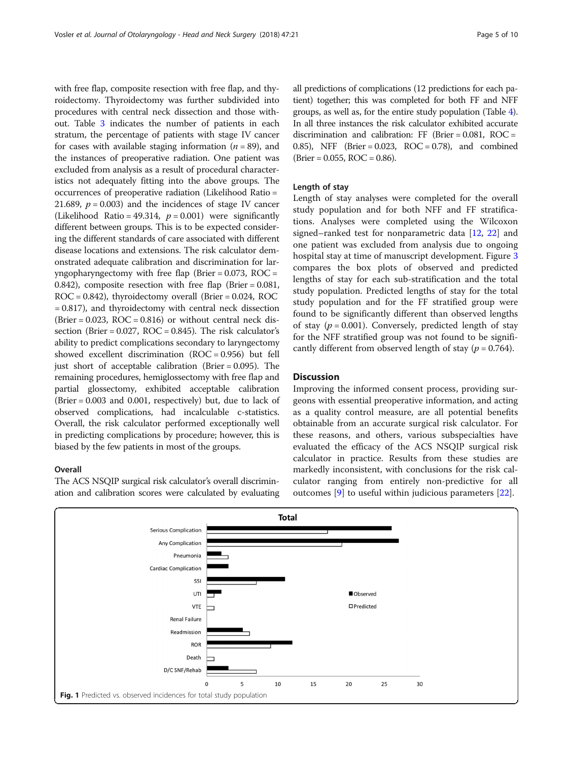with free flap, composite resection with free flap, and thyroidectomy. Thyroidectomy was further subdivided into procedures with central neck dissection and those without. Table 3 indicates the number of patients in each stratum, the percentage of patients with stage IV cancer for cases with available staging information ($n = 89$), and the instances of preoperative radiation. One patient was excluded from analysis as a result of procedural characteristics not adequately fitting into the above groups. The occurrences of preoperative radiation (Likelihood Ratio = 21.689, $p = 0.003$) and the incidences of stage IV cancer (Likelihood Ratio = 49.314, $p = 0.001$) were significantly different between groups. This is to be expected considering the different standards of care associated with different disease locations and extensions. The risk calculator demonstrated adequate calibration and discrimination for laryngopharyngectomy with free flap (Brier = 0.073, ROC = 0.842), composite resection with free flap (Brier = 0.081, ROC = 0.842), thyroidectomy overall (Brier = 0.024, ROC = 0.817), and thyroidectomy with central neck dissection (Brier = 0.023, ROC = 0.816) or without central neck dissection (Brier = 0.027, ROC = 0.845). The risk calculator's ability to predict complications secondary to laryngectomy showed excellent discrimination (ROC = 0.956) but fell just short of acceptable calibration (Brier = 0.095). The remaining procedures, hemiglossectomy with free flap and partial glossectomy, exhibited acceptable calibration (Brier = 0.003 and 0.001, respectively) but, due to lack of observed complications, had incalculable c-statistics. Overall, the risk calculator performed exceptionally well in predicting complications by procedure; however, this is biased by the few patients in most of the groups.

### Overall

The ACS NSQIP surgical risk calculator's overall discrimination and calibration scores were calculated by evaluating all predictions of complications (12 predictions for each patient) together; this was completed for both FF and NFF groups, as well as, for the entire study population (Table 4). In all three instances the risk calculator exhibited accurate discrimination and calibration: FF (Brier = 0.081, ROC = 0.85), NFF (Brier = 0.023, ROC = 0.78), and combined (Brier = 0.055, ROC = 0.86).

### Length of stay

Length of stay analyses were completed for the overall study population and for both NFF and FF stratifications. Analyses were completed using the Wilcoxon signed–ranked test for nonparametric data [12, 22] and one patient was excluded from analysis due to ongoing hospital stay at time of manuscript development. Figure 3 compares the box plots of observed and predicted lengths of stay for each sub-stratification and the total study population. Predicted lengths of stay for the total study population and for the FF stratified group were found to be significantly different than observed lengths of stay ($p = 0.001$). Conversely, predicted length of stay for the NFF stratified group was not found to be significantly different from observed length of stay ($p = 0.764$).

## Discussion

Improving the informed consent process, providing surgeons with essential preoperative information, and acting as a quality control measure, are all potential benefits obtainable from an accurate surgical risk calculator. For these reasons, and others, various subspecialties have evaluated the efficacy of the ACS NSQIP surgical risk calculator in practice. Results from these studies are markedly inconsistent, with conclusions for the risk calculator ranging from entirely non-predictive for all outcomes [9] to useful within judicious parameters [22].

**Fig. 1** Predicted vs. observed incidences for total study population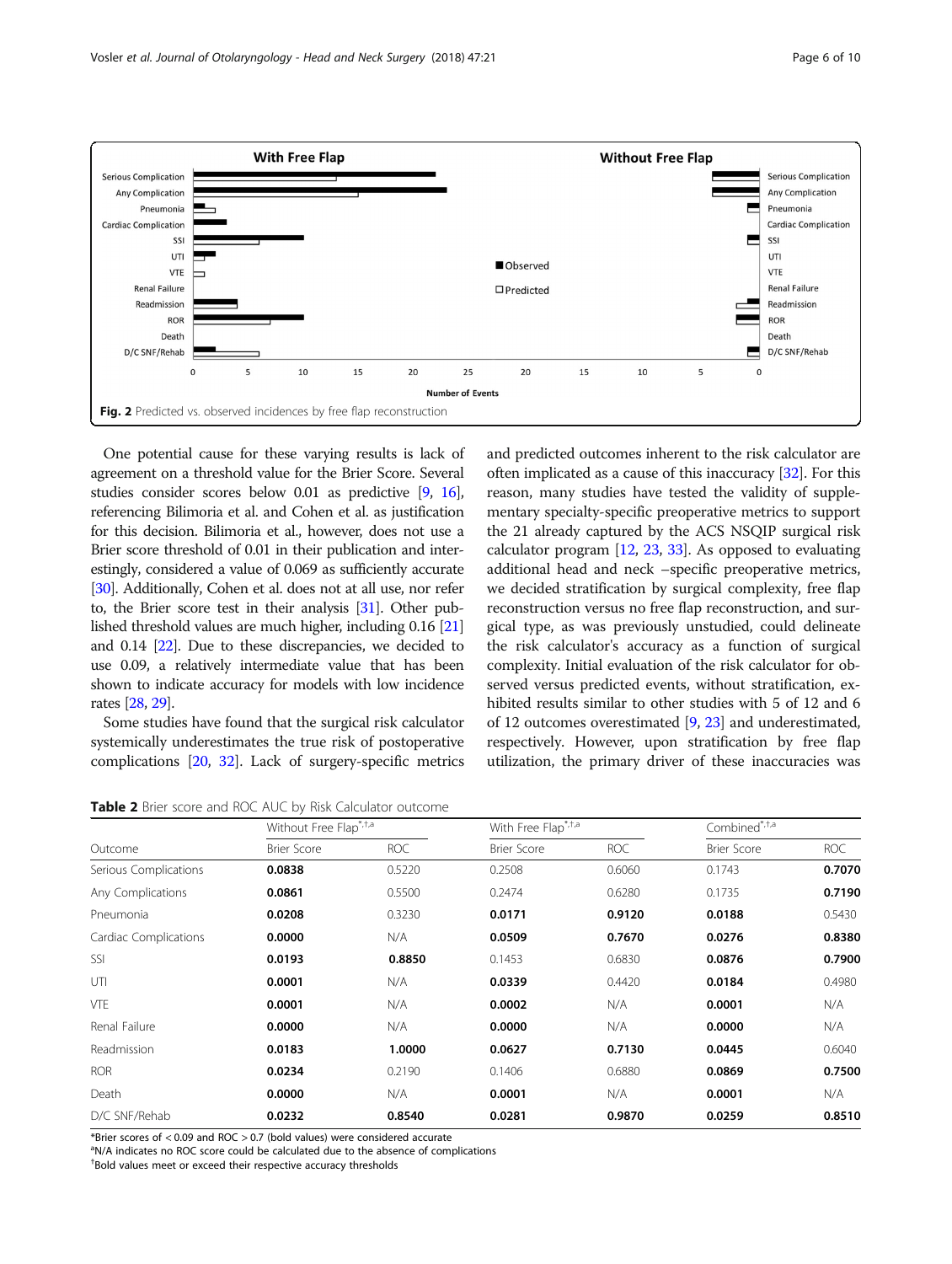Fig. 2 Predicted vs. observed incidences by free flap reconstruction

One potential cause for these varying results is lack of agreement on a threshold value for the Brier Score. Several studies consider scores below 0.01 as predictive [9, 16], referencing Bilimoria et al. and Cohen et al. as justification for this decision. Bilimoria et al., however, does not use a Brier score threshold of 0.01 in their publication and interestingly, considered a value of 0.069 as sufficiently accurate [30]. Additionally, Cohen et al. does not at all use, nor refer to, the Brier score test in their analysis [31]. Other published threshold values are much higher, including 0.16 [21] and 0.14 [22]. Due to these discrepancies, we decided to use 0.09, a relatively intermediate value that has been shown to indicate accuracy for models with low incidence rates [28, 29].

Some studies have found that the surgical risk calculator systemically underestimates the true risk of postoperative complications [20, 32]. Lack of surgery-specific metrics and predicted outcomes inherent to the risk calculator are often implicated as a cause of this inaccuracy [32]. For this reason, many studies have tested the validity of supplementary specialty-specific preoperative metrics to support the 21 already captured by the ACS NSQIP surgical risk calculator program [12, 23, 33]. As opposed to evaluating additional head and neck –specific preoperative metrics, we decided stratification by surgical complexity, free flap reconstruction versus no free flap reconstruction, and surgical type, as was previously unstudied, could delineate the risk calculator's accuracy as a function of surgical complexity. Initial evaluation of the risk calculator for observed versus predicted events, without stratification, exhibited results similar to other studies with 5 of 12 and 6 of 12 outcomes overestimated [9, 23] and underestimated, respectively. However, upon stratification by free flap utilization, the primary driver of these inaccuracies was

Table 2 Brier score and ROC AUC by Risk Calculator outcome

| | Without Free Flap[*,†,a] | | With Free Flap[*,†,a] | | Combined[*,†,a] | |
|---|---|---|---|---|---|---|
| Outcome | Brier Score | ROC | Brier Score | ROC | Brier Score | ROC |
| Serious Complications | **0.0838** | 0.5220 | 0.2508 | 0.6060 | 0.1743 | **0.7070** |
| Any Complications | **0.0861** | 0.5500 | 0.2474 | 0.6280 | 0.1735 | **0.7190** |
| Pneumonia | **0.0208** | 0.3230 | **0.0171** | **0.9120** | **0.0188** | 0.5430 |
| Cardiac Complications | **0.0000** | N/A | **0.0509** | **0.7670** | **0.0276** | **0.8380** |
| SSI | **0.0193** | **0.8850** | 0.1453 | 0.6830 | **0.0876** | **0.7900** |
| UTI | **0.0001** | N/A | **0.0339** | 0.4420 | **0.0184** | 0.4980 |
| VTE | **0.0001** | N/A | **0.0002** | N/A | **0.0001** | N/A |
| Renal Failure | **0.0000** | N/A | **0.0000** | N/A | **0.0000** | N/A |
| Readmission | **0.0183** | **1.0000** | **0.0627** | **0.7130** | **0.0445** | 0.6040 |
| ROR | **0.0234** | 0.2190 | 0.1406 | 0.6880 | **0.0869** | **0.7500** |
| Death | **0.0000** | N/A | **0.0001** | N/A | **0.0001** | N/A |
| D/C SNF/Rehab | **0.0232** | **0.8540** | **0.0281** | **0.9870** | **0.0259** | **0.8510** |

*Brier scores of < 0.09 and ROC > 0.7 (bold values) were considered accurate
[a]N/A indicates no ROC score could be calculated due to the absence of complications
[†]Bold values meet or exceed their respective accuracy thresholds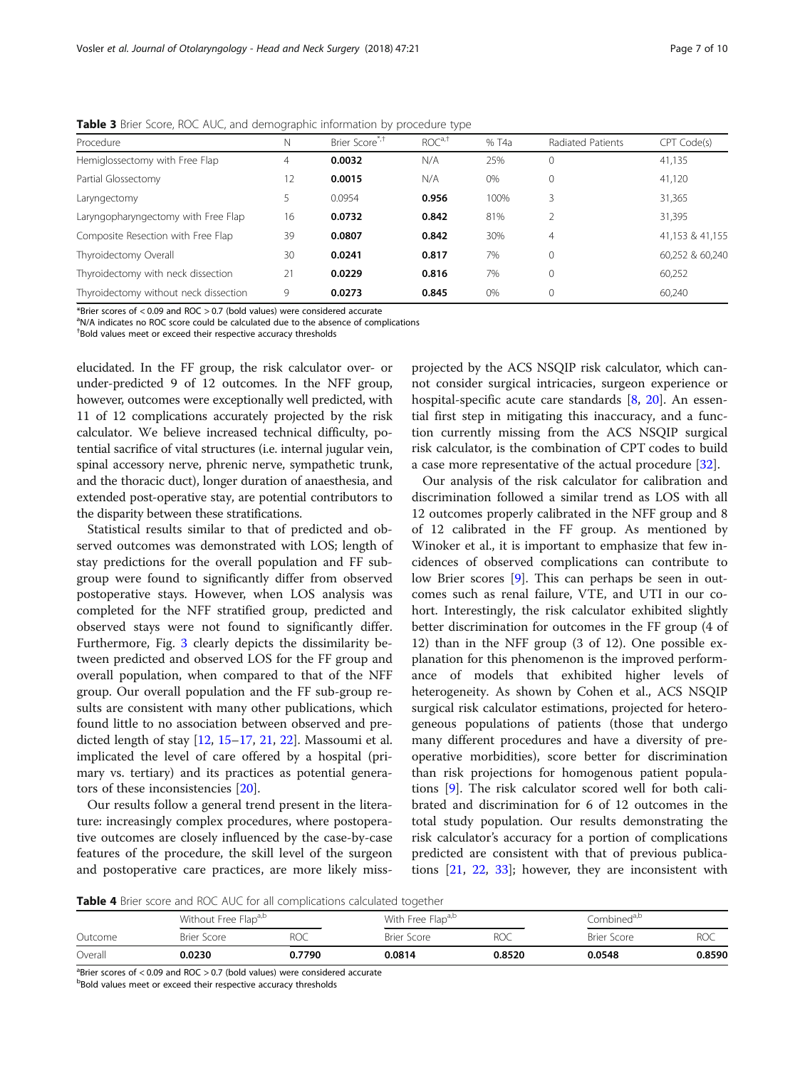**Table 3** Brier Score, ROC AUC, and demographic information by procedure type

| Procedure | N | Brier Score[*,†] | ROC[a,†] | % T4a | Radiated Patients | CPT Code(s) |
|---|---|---|---|---|---|---|
| Hemiglossectomy with Free Flap | 4 | **0.0032** | N/A | 25% | 0 | 41,135 |
| Partial Glossectomy | 12 | **0.0015** | N/A | 0% | 0 | 41,120 |
| Laryngectomy | 5 | 0.0954 | **0.956** | 100% | 3 | 31,365 |
| Laryngopharyngectomy with Free Flap | 16 | **0.0732** | **0.842** | 81% | 2 | 31,395 |
| Composite Resection with Free Flap | 39 | **0.0807** | **0.842** | 30% | 4 | 41,153 & 41,155 |
| Thyroidectomy Overall | 30 | **0.0241** | **0.817** | 7% | 0 | 60,252 & 60,240 |
| Thyroidectomy with neck dissection | 21 | **0.0229** | **0.816** | 7% | 0 | 60,252 |
| Thyroidectomy without neck dissection | 9 | **0.0273** | **0.845** | 0% | 0 | 60,240 |

*Brier scores of < 0.09 and ROC > 0.7 (bold values) were considered accurate

[a]N/A indicates no ROC score could be calculated due to the absence of complications

[†]Bold values meet or exceed their respective accuracy thresholds

elucidated. In the FF group, the risk calculator over- or under-predicted 9 of 12 outcomes. In the NFF group, however, outcomes were exceptionally well predicted, with 11 of 12 complications accurately projected by the risk calculator. We believe increased technical difficulty, potential sacrifice of vital structures (i.e. internal jugular vein, spinal accessory nerve, phrenic nerve, sympathetic trunk, and the thoracic duct), longer duration of anaesthesia, and extended post-operative stay, are potential contributors to the disparity between these stratifications.

Statistical results similar to that of predicted and observed outcomes was demonstrated with LOS; length of stay predictions for the overall population and FF subgroup were found to significantly differ from observed postoperative stays. However, when LOS analysis was completed for the NFF stratified group, predicted and observed stays were not found to significantly differ. Furthermore, Fig. 3 clearly depicts the dissimilarity between predicted and observed LOS for the FF group and overall population, when compared to that of the NFF group. Our overall population and the FF sub-group results are consistent with many other publications, which found little to no association between observed and predicted length of stay [12, 15–17, 21, 22]. Massoumi et al. implicated the level of care offered by a hospital (primary vs. tertiary) and its practices as potential generators of these inconsistencies [20].

Our results follow a general trend present in the literature: increasingly complex procedures, where postoperative outcomes are closely influenced by the case-by-case features of the procedure, the skill level of the surgeon and postoperative care practices, are more likely miss-projected by the ACS NSQIP risk calculator, which cannot consider surgical intricacies, surgeon experience or hospital-specific acute care standards [8, 20]. An essential first step in mitigating this inaccuracy, and a function currently missing from the ACS NSQIP surgical risk calculator, is the combination of CPT codes to build a case more representative of the actual procedure [32].

Our analysis of the risk calculator for calibration and discrimination followed a similar trend as LOS with all 12 outcomes properly calibrated in the NFF group and 8 of 12 calibrated in the FF group. As mentioned by Winoker et al., it is important to emphasize that few incidences of observed complications can contribute to low Brier scores [9]. This can perhaps be seen in outcomes such as renal failure, VTE, and UTI in our cohort. Interestingly, the risk calculator exhibited slightly better discrimination for outcomes in the FF group (4 of 12) than in the NFF group (3 of 12). One possible explanation for this phenomenon is the improved performance of models that exhibited higher levels of heterogeneity. As shown by Cohen et al., ACS NSQIP surgical risk calculator estimations, projected for heterogeneous populations of patients (those that undergo many different procedures and have a diversity of preoperative morbidities), score better for discrimination than risk projections for homogenous patient populations [9]. The risk calculator scored well for both calibrated and discrimination for 6 of 12 outcomes in the total study population. Our results demonstrating the risk calculator's accuracy for a portion of complications predicted are consistent with that of previous publications [21, 22, 33]; however, they are inconsistent with

**Table 4** Brier score and ROC AUC for all complications calculated together

| | Without Free Flap[a,b] | | With Free Flap[a,b] | | Combined[a,b] | |
|---|---|---|---|---|---|---|
| Outcome | Brier Score | ROC | Brier Score | ROC | Brier Score | ROC |
| Overall | **0.0230** | **0.7790** | **0.0814** | **0.8520** | **0.0548** | **0.8590** |

[a]Brier scores of < 0.09 and ROC > 0.7 (bold values) were considered accurate

[b]Bold values meet or exceed their respective accuracy thresholds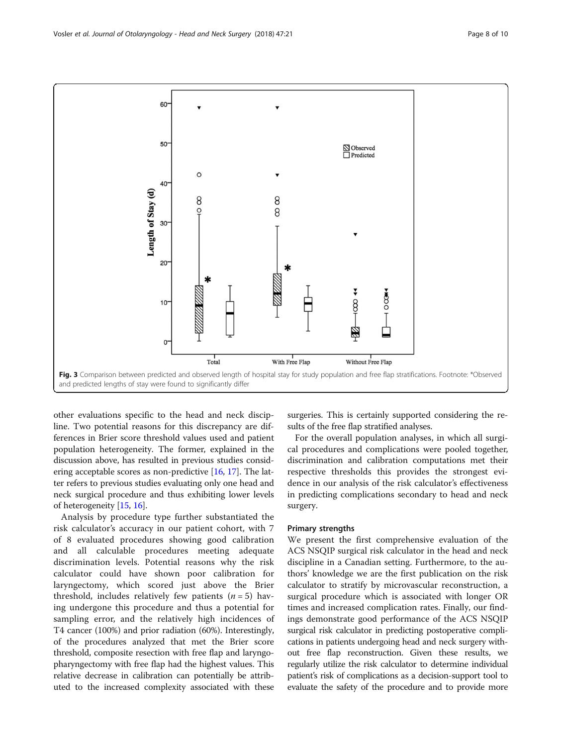Fig. 3 Comparison between predicted and observed length of hospital stay for study population and free flap stratifications. Footnote: *Observed and predicted lengths of stay were found to significantly differ

other evaluations specific to the head and neck discipline. Two potential reasons for this discrepancy are differences in Brier score threshold values used and patient population heterogeneity. The former, explained in the discussion above, has resulted in previous studies considering acceptable scores as non-predictive [16, 17]. The latter refers to previous studies evaluating only one head and neck surgical procedure and thus exhibiting lower levels of heterogeneity [15, 16].

Analysis by procedure type further substantiated the risk calculator's accuracy in our patient cohort, with 7 of 8 evaluated procedures showing good calibration and all calculable procedures meeting adequate discrimination levels. Potential reasons why the risk calculator could have shown poor calibration for laryngectomy, which scored just above the Brier threshold, includes relatively few patients ($n = 5$) having undergone this procedure and thus a potential for sampling error, and the relatively high incidences of T4 cancer (100%) and prior radiation (60%). Interestingly, of the procedures analyzed that met the Brier score threshold, composite resection with free flap and laryngopharyngectomy with free flap had the highest values. This relative decrease in calibration can potentially be attributed to the increased complexity associated with these surgeries. This is certainly supported considering the results of the free flap stratified analyses.

For the overall population analyses, in which all surgical procedures and complications were pooled together, discrimination and calibration computations met their respective thresholds this provides the strongest evidence in our analysis of the risk calculator's effectiveness in predicting complications secondary to head and neck surgery.

### Primary strengths

We present the first comprehensive evaluation of the ACS NSQIP surgical risk calculator in the head and neck discipline in a Canadian setting. Furthermore, to the authors' knowledge we are the first publication on the risk calculator to stratify by microvascular reconstruction, a surgical procedure which is associated with longer OR times and increased complication rates. Finally, our findings demonstrate good performance of the ACS NSQIP surgical risk calculator in predicting postoperative complications in patients undergoing head and neck surgery without free flap reconstruction. Given these results, we regularly utilize the risk calculator to determine individual patient's risk of complications as a decision-support tool to evaluate the safety of the procedure and to provide more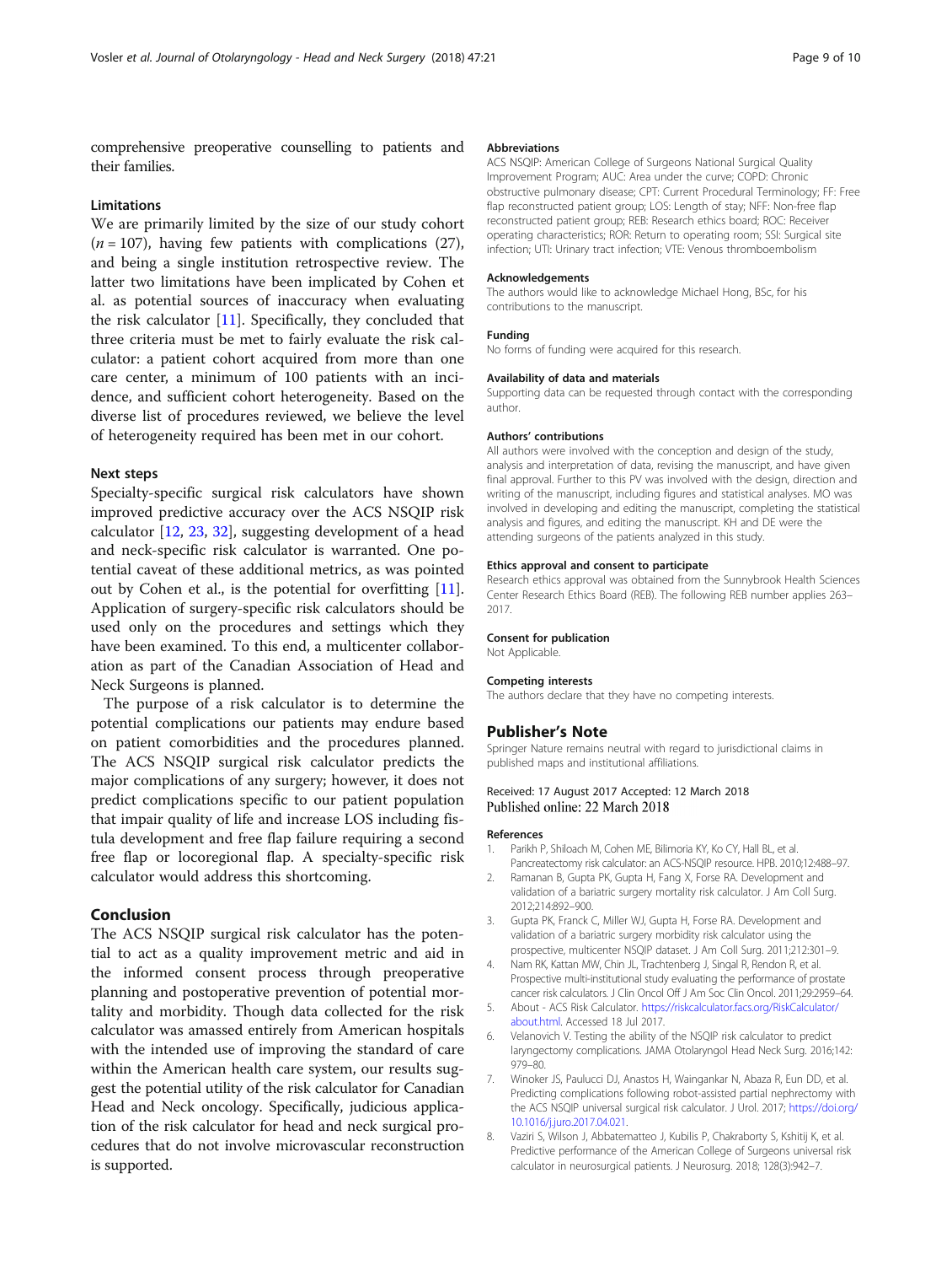comprehensive preoperative counselling to patients and their families.

### Limitations

We are primarily limited by the size of our study cohort ($n = 107$), having few patients with complications (27), and being a single institution retrospective review. The latter two limitations have been implicated by Cohen et al. as potential sources of inaccuracy when evaluating the risk calculator [11]. Specifically, they concluded that three criteria must be met to fairly evaluate the risk calculator: a patient cohort acquired from more than one care center, a minimum of 100 patients with an incidence, and sufficient cohort heterogeneity. Based on the diverse list of procedures reviewed, we believe the level of heterogeneity required has been met in our cohort.

### Next steps

Specialty-specific surgical risk calculators have shown improved predictive accuracy over the ACS NSQIP risk calculator [12, 23, 32], suggesting development of a head and neck-specific risk calculator is warranted. One potential caveat of these additional metrics, as was pointed out by Cohen et al., is the potential for overfitting [11]. Application of surgery-specific risk calculators should be used only on the procedures and settings which they have been examined. To this end, a multicenter collaboration as part of the Canadian Association of Head and Neck Surgeons is planned.

The purpose of a risk calculator is to determine the potential complications our patients may endure based on patient comorbidities and the procedures planned. The ACS NSQIP surgical risk calculator predicts the major complications of any surgery; however, it does not predict complications specific to our patient population that impair quality of life and increase LOS including fistula development and free flap failure requiring a second free flap or locoregional flap. A specialty-specific risk calculator would address this shortcoming.

## Conclusion

The ACS NSQIP surgical risk calculator has the potential to act as a quality improvement metric and aid in the informed consent process through preoperative planning and postoperative prevention of potential mortality and morbidity. Though data collected for the risk calculator was amassed entirely from American hospitals with the intended use of improving the standard of care within the American health care system, our results suggest the potential utility of the risk calculator for Canadian Head and Neck oncology. Specifically, judicious application of the risk calculator for head and neck surgical procedures that do not involve microvascular reconstruction is supported.

#### Abbreviations

ACS NSQIP: American College of Surgeons National Surgical Quality Improvement Program; AUC: Area under the curve; COPD: Chronic obstructive pulmonary disease; CPT: Current Procedural Terminology; FF: Free flap reconstructed patient group; LOS: Length of stay; NFF: Non-free flap reconstructed patient group; REB: Research ethics board; ROC: Receiver operating characteristics; ROR: Return to operating room; SSI: Surgical site infection; UTI: Urinary tract infection; VTE: Venous thromboembolism

#### Acknowledgements

The authors would like to acknowledge Michael Hong, BSc, for his contributions to the manuscript.

#### Funding

No forms of funding were acquired for this research.

#### Availability of data and materials

Supporting data can be requested through contact with the corresponding author.

#### Authors' contributions

All authors were involved with the conception and design of the study, analysis and interpretation of data, revising the manuscript, and have given final approval. Further to this PV was involved with the design, direction and writing of the manuscript, including figures and statistical analyses. MO was involved in developing and editing the manuscript, completing the statistical analysis and figures, and editing the manuscript. KH and DE were the attending surgeons of the patients analyzed in this study.

#### Ethics approval and consent to participate

Research ethics approval was obtained from the Sunnybrook Health Sciences Center Research Ethics Board (REB). The following REB number applies 263–2017.

#### Consent for publication

Not Applicable.

#### Competing interests

The authors declare that they have no competing interests.

## Publisher's Note

Springer Nature remains neutral with regard to jurisdictional claims in published maps and institutional affiliations.

Received: 17 August 2017 Accepted: 12 March 2018
Published online: 22 March 2018

#### References

1. Parikh P, Shiloach M, Cohen ME, Bilimoria KY, Ko CY, Hall BL, et al. Pancreatectomy risk calculator: an ACS-NSQIP resource. HPB. 2010;12:488–97.
2. Ramanan B, Gupta PK, Gupta H, Fang X, Forse RA. Development and validation of a bariatric surgery mortality risk calculator. J Am Coll Surg. 2012;214:892–900.
3. Gupta PK, Franck C, Miller WJ, Gupta H, Forse RA. Development and validation of a bariatric surgery morbidity risk calculator using the prospective, multicenter NSQIP dataset. J Am Coll Surg. 2011;212:301–9.
4. Nam RK, Kattan MW, Chin JL, Trachtenberg J, Singal R, Rendon R, et al. Prospective multi-institutional study evaluating the performance of prostate cancer risk calculators. J Clin Oncol Off J Am Soc Clin Oncol. 2011;29:2959–64.
5. About - ACS Risk Calculator. https://riskcalculator.facs.org/RiskCalculator/about.html. Accessed 18 Jul 2017.
6. Velanovich V. Testing the ability of the NSQIP risk calculator to predict laryngectomy complications. JAMA Otolaryngol Head Neck Surg. 2016;142:979–80.
7. Winoker JS, Paulucci DJ, Anastos H, Waingankar N, Abaza R, Eun DD, et al. Predicting complications following robot-assisted partial nephrectomy with the ACS NSQIP universal surgical risk calculator. J Urol. 2017; https://doi.org/10.1016/j.juro.2017.04.021.
8. Vaziri S, Wilson J, Abbatematteo J, Kubilis P, Chakraborty S, Kshitij K, et al. Predictive performance of the American College of Surgeons universal risk calculator in neurosurgical patients. J Neurosurg. 2018; 128(3):942–7.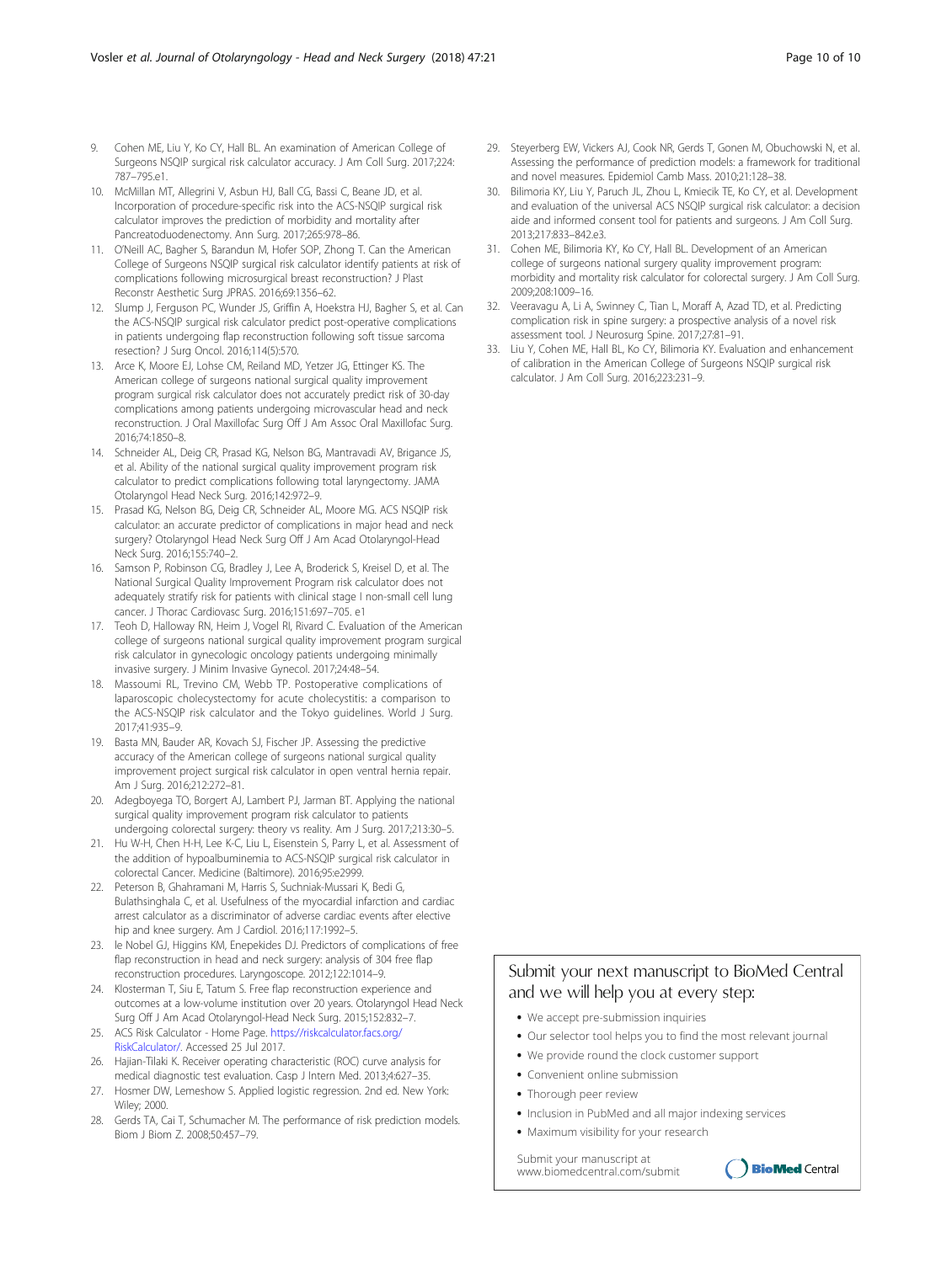9. Cohen ME, Liu Y, Ko CY, Hall BL. An examination of American College of Surgeons NSQIP surgical risk calculator accuracy. J Am Coll Surg. 2017;224:787–795.e1.
10. McMillan MT, Allegrini V, Asbun HJ, Ball CG, Bassi C, Beane JD, et al. Incorporation of procedure-specific risk into the ACS-NSQIP surgical risk calculator improves the prediction of morbidity and mortality after Pancreatoduodenectomy. Ann Surg. 2017;265:978–86.
11. O'Neill AC, Bagher S, Barandun M, Hofer SOP, Zhong T. Can the American College of Surgeons NSQIP surgical risk calculator identify patients at risk of complications following microsurgical breast reconstruction? J Plast Reconstr Aesthetic Surg JPRAS. 2016;69:1356–62.
12. Slump J, Ferguson PC, Wunder JS, Griffin A, Hoekstra HJ, Bagher S, et al. Can the ACS-NSQIP surgical risk calculator predict post-operative complications in patients undergoing flap reconstruction following soft tissue sarcoma resection? J Surg Oncol. 2016;114(5):570.
13. Arce K, Moore EJ, Lohse CM, Reiland MD, Yetzer JG, Ettinger KS. The American college of surgeons national surgical quality improvement program surgical risk calculator does not accurately predict risk of 30-day complications among patients undergoing microvascular head and neck reconstruction. J Oral Maxillofac Surg Off J Am Assoc Oral Maxillofac Surg. 2016;74:1850–8.
14. Schneider AL, Deig CR, Prasad KG, Nelson BG, Mantravadi AV, Brigance JS, et al. Ability of the national surgical quality improvement program risk calculator to predict complications following total laryngectomy. JAMA Otolaryngol Head Neck Surg. 2016;142:972–9.
15. Prasad KG, Nelson BG, Deig CR, Schneider AL, Moore MG. ACS NSQIP risk calculator: an accurate predictor of complications in major head and neck surgery? Otolaryngol Head Neck Surg Off J Am Acad Otolaryngol-Head Neck Surg. 2016;155:740–2.
16. Samson P, Robinson CG, Bradley J, Lee A, Broderick S, Kreisel D, et al. The National Surgical Quality Improvement Program risk calculator does not adequately stratify risk for patients with clinical stage I non-small cell lung cancer. J Thorac Cardiovasc Surg. 2016;151:697–705. e1
17. Teoh D, Halloway RN, Heim J, Vogel RI, Rivard C. Evaluation of the American college of surgeons national surgical quality improvement program surgical risk calculator in gynecologic oncology patients undergoing minimally invasive surgery. J Minim Invasive Gynecol. 2017;24:48–54.
18. Massoumi RL, Trevino CM, Webb TP. Postoperative complications of laparoscopic cholecystectomy for acute cholecystitis: a comparison to the ACS-NSQIP risk calculator and the Tokyo guidelines. World J Surg. 2017;41:935–9.
19. Basta MN, Bauder AR, Kovach SJ, Fischer JP. Assessing the predictive accuracy of the American college of surgeons national surgical quality improvement project surgical risk calculator in open ventral hernia repair. Am J Surg. 2016;212:272–81.
20. Adegboyega TO, Borgert AJ, Lambert PJ, Jarman BT. Applying the national surgical quality improvement program risk calculator to patients undergoing colorectal surgery: theory vs reality. Am J Surg. 2017;213:30–5.
21. Hu W-H, Chen H-H, Lee K-C, Liu L, Eisenstein S, Parry L, et al. Assessment of the addition of hypoalbuminemia to ACS-NSQIP surgical risk calculator in colorectal Cancer. Medicine (Baltimore). 2016;95:e2999.
22. Peterson B, Ghahramani M, Harris S, Suchniak-Mussari K, Bedi G, Bulathsinghala C, et al. Usefulness of the myocardial infarction and cardiac arrest calculator as a discriminator of adverse cardiac events after elective hip and knee surgery. Am J Cardiol. 2016;117:1992–5.
23. le Nobel GJ, Higgins KM, Enepekides DJ. Predictors of complications of free flap reconstruction in head and neck surgery: analysis of 304 free flap reconstruction procedures. Laryngoscope. 2012;122:1014–9.
24. Klosterman T, Siu E, Tatum S. Free flap reconstruction experience and outcomes at a low-volume institution over 20 years. Otolaryngol Head Neck Surg Off J Am Acad Otolaryngol-Head Neck Surg. 2015;152:832–7.
25. ACS Risk Calculator - Home Page. https://riskcalculator.facs.org/RiskCalculator/. Accessed 25 Jul 2017.
26. Hajian-Tilaki K. Receiver operating characteristic (ROC) curve analysis for medical diagnostic test evaluation. Casp J Intern Med. 2013;4:627–35.
27. Hosmer DW, Lemeshow S. Applied logistic regression. 2nd ed. New York: Wiley; 2000.
28. Gerds TA, Cai T, Schumacher M. The performance of risk prediction models. Biom J Biom Z. 2008;50:457–79.
29. Steyerberg EW, Vickers AJ, Cook NR, Gerds T, Gonen M, Obuchowski N, et al. Assessing the performance of prediction models: a framework for traditional and novel measures. Epidemiol Camb Mass. 2010;21:128–38.
30. Bilimoria KY, Liu Y, Paruch JL, Zhou L, Kmiecik TE, Ko CY, et al. Development and evaluation of the universal ACS NSQIP surgical risk calculator: a decision aide and informed consent tool for patients and surgeons. J Am Coll Surg. 2013;217:833–842.e3.
31. Cohen ME, Bilimoria KY, Ko CY, Hall BL. Development of an American college of surgeons national surgery quality improvement program: morbidity and mortality risk calculator for colorectal surgery. J Am Coll Surg. 2009;208:1009–16.
32. Veeravagu A, Li A, Swinney C, Tian L, Moraff A, Azad TD, et al. Predicting complication risk in spine surgery: a prospective analysis of a novel risk assessment tool. J Neurosurg Spine. 2017;27:81–91.
33. Liu Y, Cohen ME, Hall BL, Ko CY, Bilimoria KY. Evaluation and enhancement of calibration in the American College of Surgeons NSQIP surgical risk calculator. J Am Coll Surg. 2016;223:231–9.

Submit your next manuscript to BioMed Central and we will help you at every step:

- We accept pre-submission inquiries
- Our selector tool helps you to find the most relevant journal
- We provide round the clock customer support
- Convenient online submission
- Thorough peer review
- Inclusion in PubMed and all major indexing services
- Maximum visibility for your research

Submit your manuscript at
www.biomedcentral.com/submit

BioMed Central